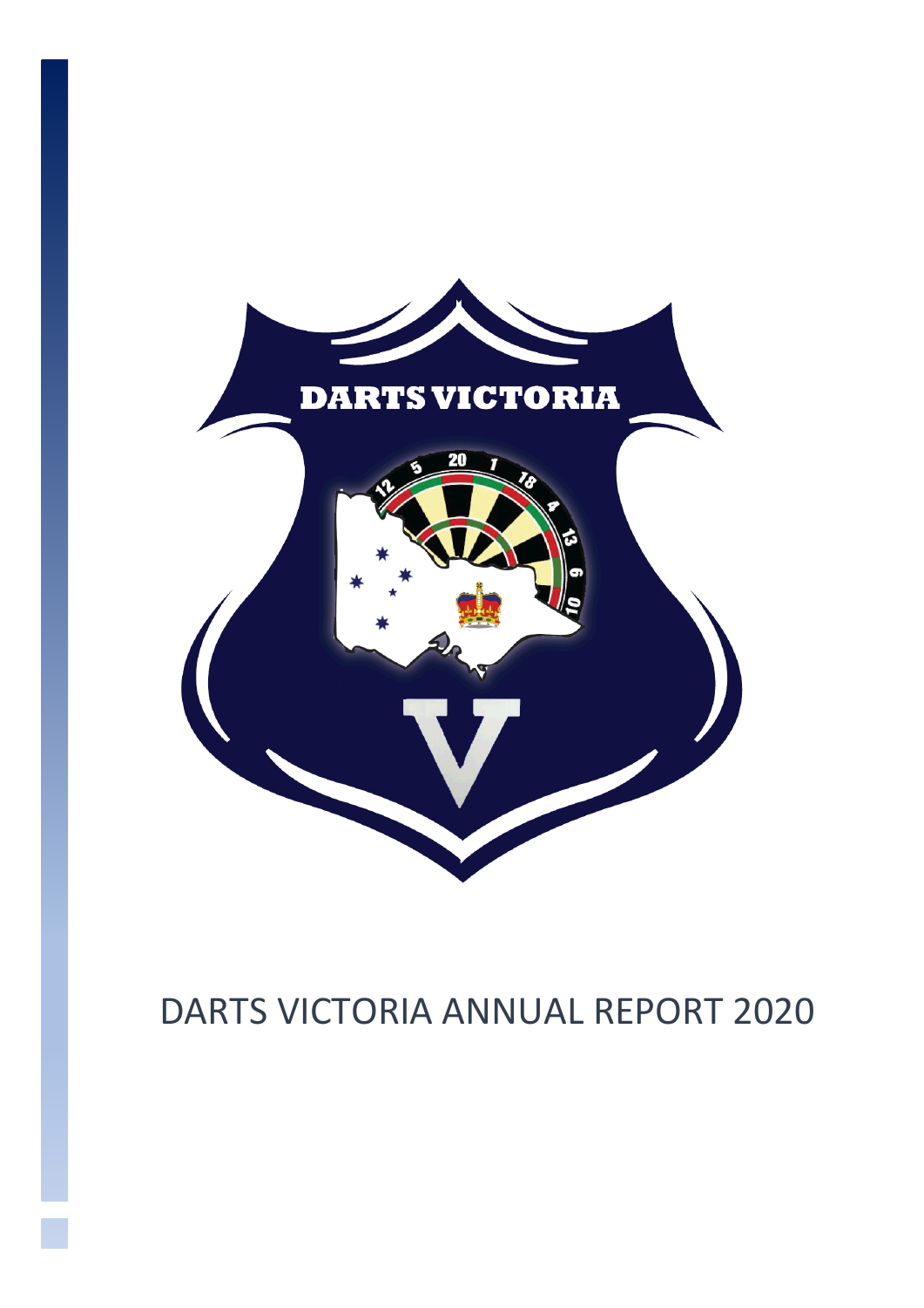# DARTS VICTORIA ANNUAL REPORT 2020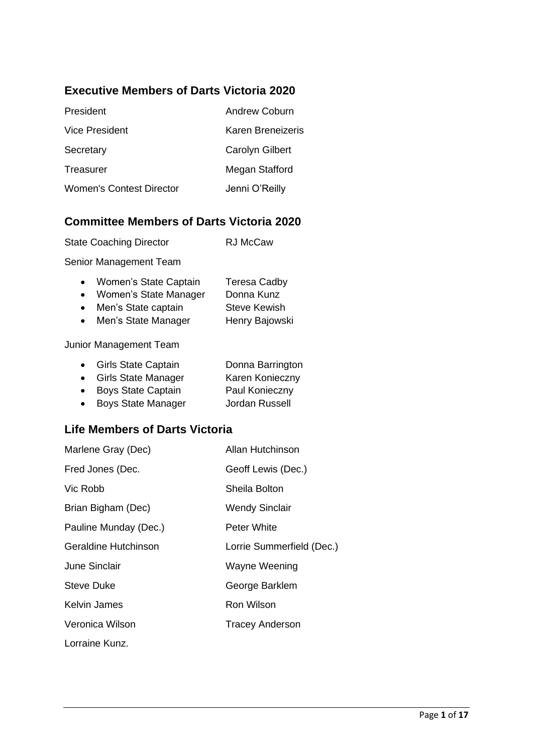## Executive Members of Darts Victoria 2020

| | |
|---|---|
| President | Andrew Coburn |
| Vice President | Karen Breneizeris |
| Secretary | Carolyn Gilbert |
| Treasurer | Megan Stafford |
| Women's Contest Director | Jenni O'Reilly |

## Committee Members of Darts Victoria 2020

State Coaching Director RJ McCaw

Senior Management Team

- Women's State Captain Teresa Cadby
- Women's State Manager Donna Kunz
- Men's State captain Steve Kewish
- Men's State Manager Henry Bajowski

Junior Management Team

- Girls State Captain Donna Barrington
- Girls State Manager Karen Konieczny
- Boys State Captain Paul Konieczny
- Boys State Manager Jordan Russell

## Life Members of Darts Victoria

| | |
|---|---|
| Marlene Gray (Dec) | Allan Hutchinson |
| Fred Jones (Dec. | Geoff Lewis (Dec.) |
| Vic Robb | Sheila Bolton |
| Brian Bigham (Dec) | Wendy Sinclair |
| Pauline Munday (Dec.) | Peter White |
| Geraldine Hutchinson | Lorrie Summerfield (Dec.) |
| June Sinclair | Wayne Weening |
| Steve Duke | George Barklem |
| Kelvin James | Ron Wilson |
| Veronica Wilson | Tracey Anderson |
| Lorraine Kunz. | |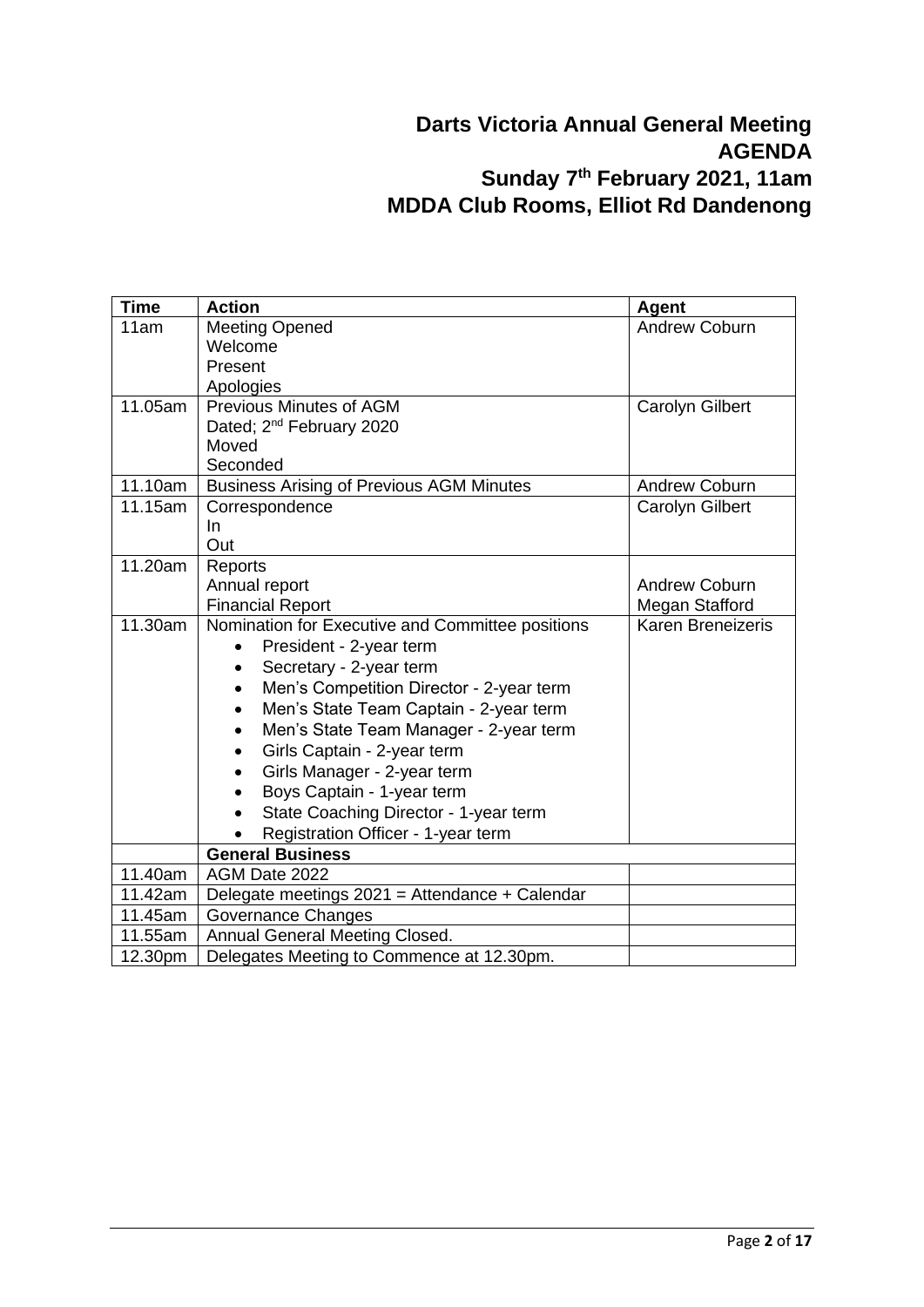# Darts Victoria Annual General Meeting
# AGENDA
# Sunday 7th February 2021, 11am
# MDDA Club Rooms, Elliot Rd Dandenong

| Time | Action | Agent |
|---|---|---|
| 11am | Meeting Opened<br>Welcome<br>Present<br>Apologies | Andrew Coburn |
| 11.05am | Previous Minutes of AGM<br>Dated; 2nd February 2020<br>Moved<br>Seconded | Carolyn Gilbert |
| 11.10am | Business Arising of Previous AGM Minutes | Andrew Coburn |
| 11.15am | Correspondence<br>In<br>Out | Carolyn Gilbert |
| 11.20am | Reports<br>Annual report<br>Financial Report | <br>Andrew Coburn<br>Megan Stafford |
| 11.30am | Nomination for Executive and Committee positions<br>• President - 2-year term<br>• Secretary - 2-year term<br>• Men's Competition Director - 2-year term<br>• Men's State Team Captain - 2-year term<br>• Men's State Team Manager - 2-year term<br>• Girls Captain - 2-year term<br>• Girls Manager - 2-year term<br>• Boys Captain - 1-year term<br>• State Coaching Director - 1-year term<br>• Registration Officer - 1-year term | Karen Breneizeris |
| | **General Business** | |
| 11.40am | AGM Date 2022 | |
| 11.42am | Delegate meetings 2021 = Attendance + Calendar | |
| 11.45am | Governance Changes | |
| 11.55am | Annual General Meeting Closed. | |
| 12.30pm | Delegates Meeting to Commence at 12.30pm. | |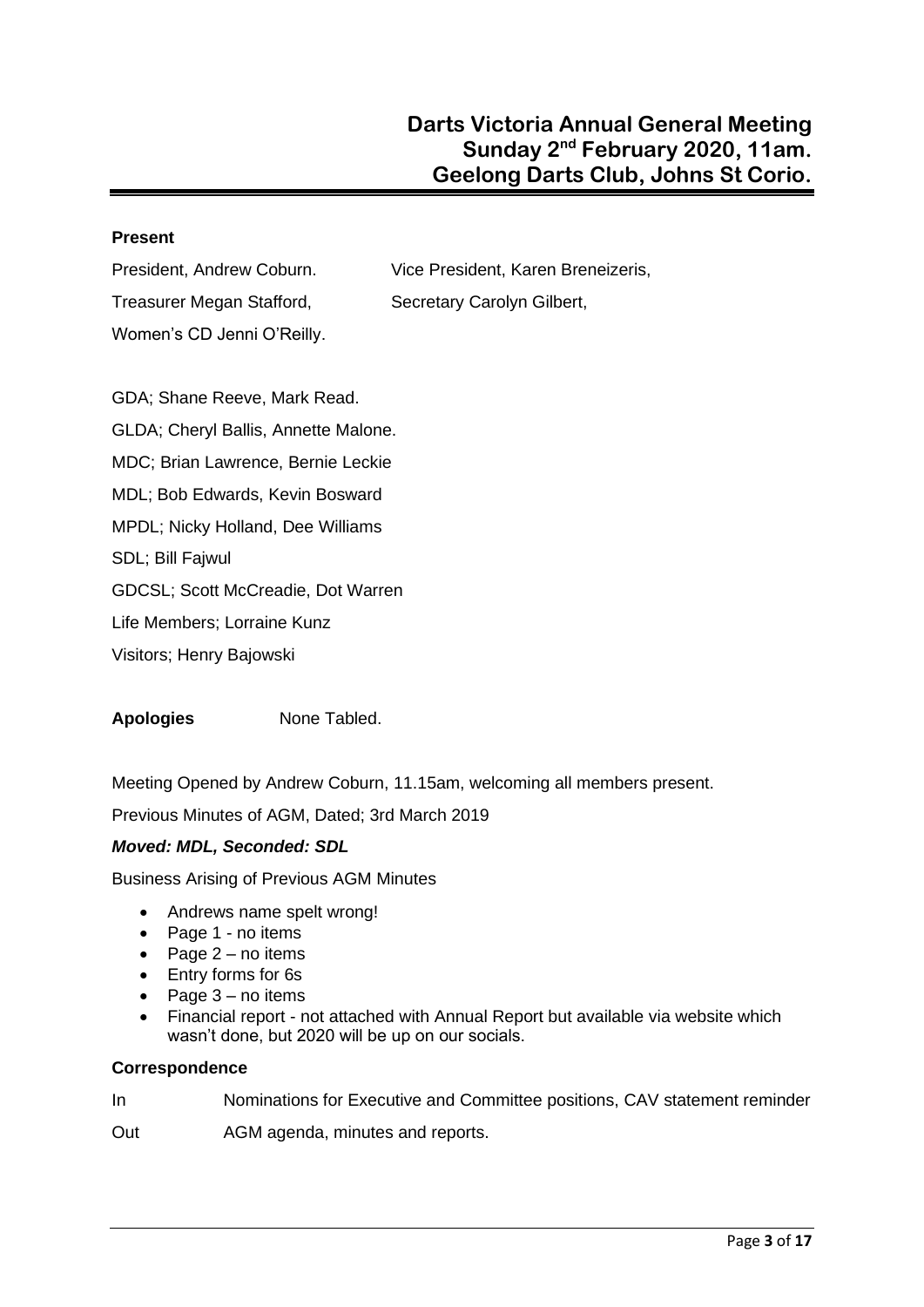# Darts Victoria Annual General Meeting
# Sunday 2nd February 2020, 11am.
# Geelong Darts Club, Johns St Corio.

**Present**

President, Andrew Coburn.
Vice President, Karen Breneizeris,
Treasurer Megan Stafford,
Secretary Carolyn Gilbert,
Women's CD Jenni O'Reilly.

GDA; Shane Reeve, Mark Read.

GLDA; Cheryl Ballis, Annette Malone.

MDC; Brian Lawrence, Bernie Leckie

MDL; Bob Edwards, Kevin Bosward

MPDL; Nicky Holland, Dee Williams

SDL; Bill Fajwul

GDCSL; Scott McCreadie, Dot Warren

Life Members; Lorraine Kunz

Visitors; Henry Bajowski

**Apologies** None Tabled.

Meeting Opened by Andrew Coburn, 11.15am, welcoming all members present.

Previous Minutes of AGM, Dated; 3rd March 2019

***Moved: MDL, Seconded: SDL***

Business Arising of Previous AGM Minutes

- Andrews name spelt wrong!
- Page 1 - no items
- Page 2 – no items
- Entry forms for 6s
- Page 3 – no items
- Financial report - not attached with Annual Report but available via website which wasn't done, but 2020 will be up on our socials.

**Correspondence**

In Nominations for Executive and Committee positions, CAV statement reminder

Out AGM agenda, minutes and reports.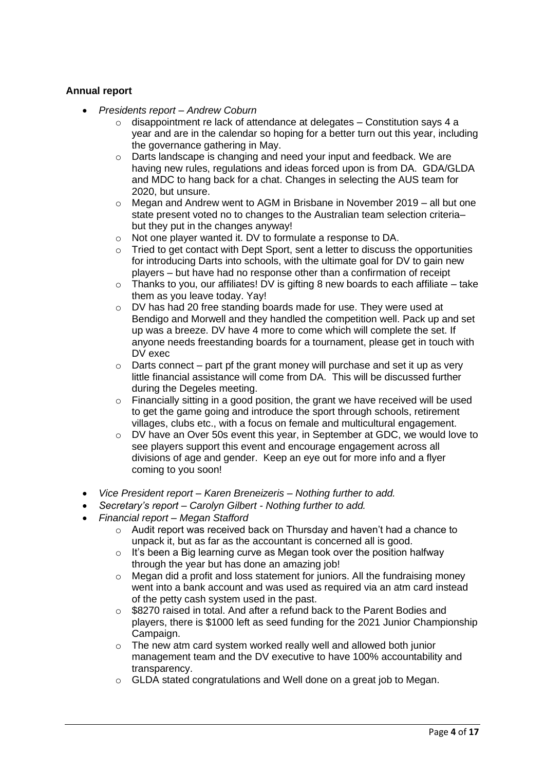**Annual report**

- *Presidents report – Andrew Coburn*
    - disappointment re lack of attendance at delegates – Constitution says 4 a year and are in the calendar so hoping for a better turn out this year, including the governance gathering in May.
    - Darts landscape is changing and need your input and feedback. We are having new rules, regulations and ideas forced upon is from DA. GDA/GLDA and MDC to hang back for a chat. Changes in selecting the AUS team for 2020, but unsure.
    - Megan and Andrew went to AGM in Brisbane in November 2019 – all but one state present voted no to changes to the Australian team selection criteria– but they put in the changes anyway!
    - Not one player wanted it. DV to formulate a response to DA.
    - Tried to get contact with Dept Sport, sent a letter to discuss the opportunities for introducing Darts into schools, with the ultimate goal for DV to gain new players – but have had no response other than a confirmation of receipt
    - Thanks to you, our affiliates! DV is gifting 8 new boards to each affiliate – take them as you leave today. Yay!
    - DV has had 20 free standing boards made for use. They were used at Bendigo and Morwell and they handled the competition well. Pack up and set up was a breeze. DV have 4 more to come which will complete the set. If anyone needs freestanding boards for a tournament, please get in touch with DV exec
    - Darts connect – part pf the grant money will purchase and set it up as very little financial assistance will come from DA. This will be discussed further during the Degeles meeting.
    - Financially sitting in a good position, the grant we have received will be used to get the game going and introduce the sport through schools, retirement villages, clubs etc., with a focus on female and multicultural engagement.
    - DV have an Over 50s event this year, in September at GDC, we would love to see players support this event and encourage engagement across all divisions of age and gender. Keep an eye out for more info and a flyer coming to you soon!
- *Vice President report – Karen Breneizeris – Nothing further to add.*
- *Secretary's report – Carolyn Gilbert - Nothing further to add.*
- *Financial report – Megan Stafford*
    - Audit report was received back on Thursday and haven't had a chance to unpack it, but as far as the accountant is concerned all is good.
    - It's been a Big learning curve as Megan took over the position halfway through the year but has done an amazing job!
    - Megan did a profit and loss statement for juniors. All the fundraising money went into a bank account and was used as required via an atm card instead of the petty cash system used in the past.
    - $8270 raised in total. And after a refund back to the Parent Bodies and players, there is $1000 left as seed funding for the 2021 Junior Championship Campaign.
    - The new atm card system worked really well and allowed both junior management team and the DV executive to have 100% accountability and transparency.
    - GLDA stated congratulations and Well done on a great job to Megan.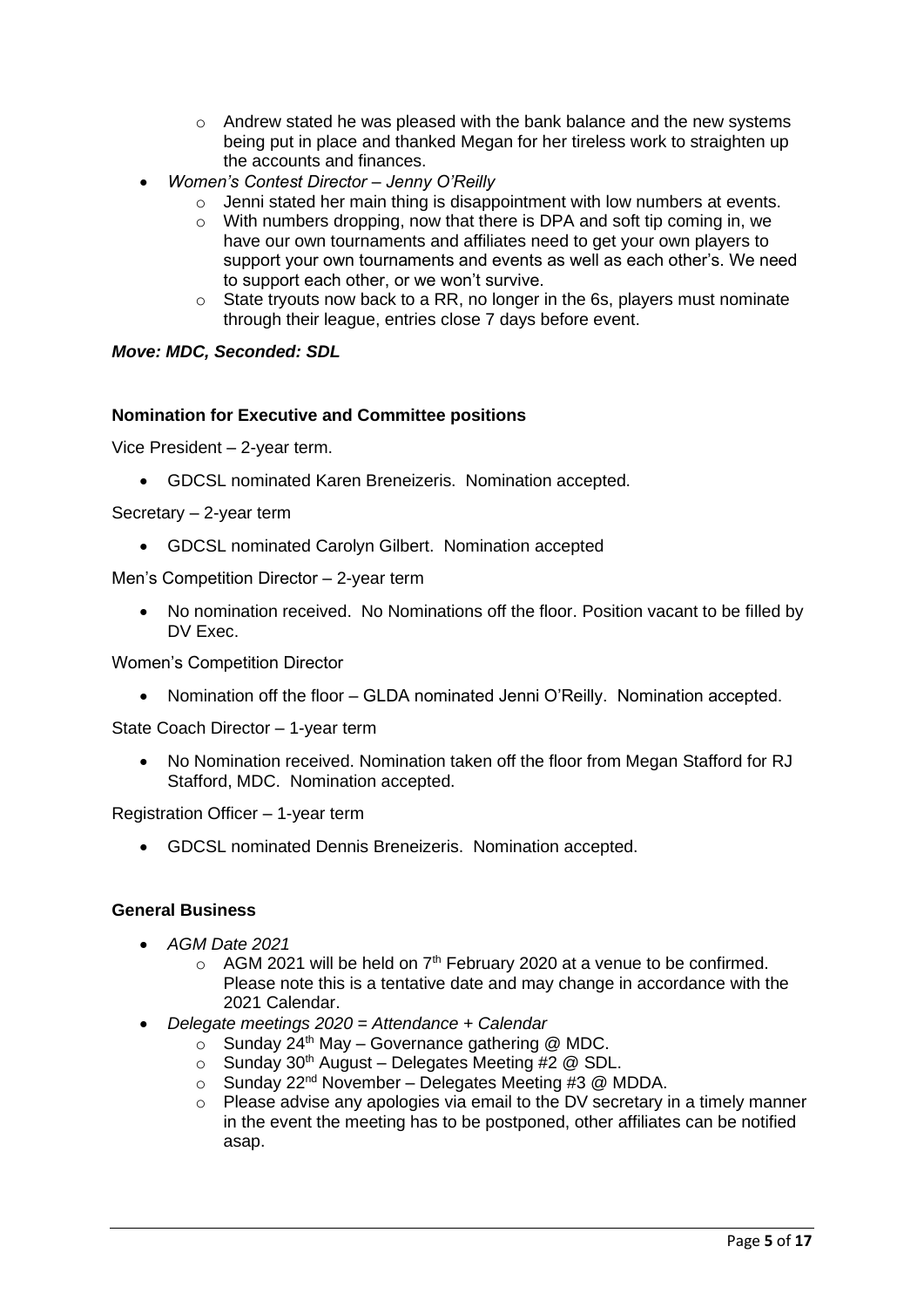- Andrew stated he was pleased with the bank balance and the new systems being put in place and thanked Megan for her tireless work to straighten up the accounts and finances.
- *Women's Contest Director – Jenny O'Reilly*
    - Jenni stated her main thing is disappointment with low numbers at events.
    - With numbers dropping, now that there is DPA and soft tip coming in, we have our own tournaments and affiliates need to get your own players to support your own tournaments and events as well as each other's. We need to support each other, or we won't survive.
    - State tryouts now back to a RR, no longer in the 6s, players must nominate through their league, entries close 7 days before event.

***Move: MDC, Seconded: SDL***

**Nomination for Executive and Committee positions**

Vice President – 2-year term.

- GDCSL nominated Karen Breneizeris. Nomination accepted.

Secretary – 2-year term

- GDCSL nominated Carolyn Gilbert. Nomination accepted

Men's Competition Director – 2-year term

- No nomination received. No Nominations off the floor. Position vacant to be filled by DV Exec.

Women's Competition Director

- Nomination off the floor – GLDA nominated Jenni O'Reilly. Nomination accepted.

State Coach Director – 1-year term

- No Nomination received. Nomination taken off the floor from Megan Stafford for RJ Stafford, MDC. Nomination accepted.

Registration Officer – 1-year term

- GDCSL nominated Dennis Breneizeris. Nomination accepted.

**General Business**

- *AGM Date 2021*
    - AGM 2021 will be held on 7th February 2020 at a venue to be confirmed. Please note this is a tentative date and may change in accordance with the 2021 Calendar.
- *Delegate meetings 2020 = Attendance + Calendar*
    - Sunday 24th May – Governance gathering @ MDC.
    - Sunday 30th August – Delegates Meeting #2 @ SDL.
    - Sunday 22nd November – Delegates Meeting #3 @ MDDA.
    - Please advise any apologies via email to the DV secretary in a timely manner in the event the meeting has to be postponed, other affiliates can be notified asap.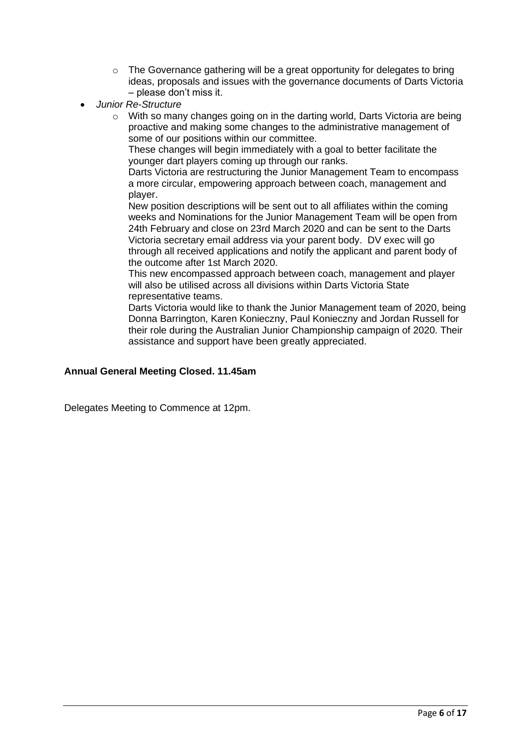- The Governance gathering will be a great opportunity for delegates to bring ideas, proposals and issues with the governance documents of Darts Victoria – please don't miss it.
- *Junior Re-Structure*
    - With so many changes going on in the darting world, Darts Victoria are being proactive and making some changes to the administrative management of some of our positions within our committee.

      These changes will begin immediately with a goal to better facilitate the younger dart players coming up through our ranks.

      Darts Victoria are restructuring the Junior Management Team to encompass a more circular, empowering approach between coach, management and player.

      New position descriptions will be sent out to all affiliates within the coming weeks and Nominations for the Junior Management Team will be open from 24th February and close on 23rd March 2020 and can be sent to the Darts Victoria secretary email address via your parent body. DV exec will go through all received applications and notify the applicant and parent body of the outcome after 1st March 2020.

      This new encompassed approach between coach, management and player will also be utilised across all divisions within Darts Victoria State representative teams.

      Darts Victoria would like to thank the Junior Management team of 2020, being Donna Barrington, Karen Konieczny, Paul Konieczny and Jordan Russell for their role during the Australian Junior Championship campaign of 2020. Their assistance and support have been greatly appreciated.

**Annual General Meeting Closed. 11.45am**

Delegates Meeting to Commence at 12pm.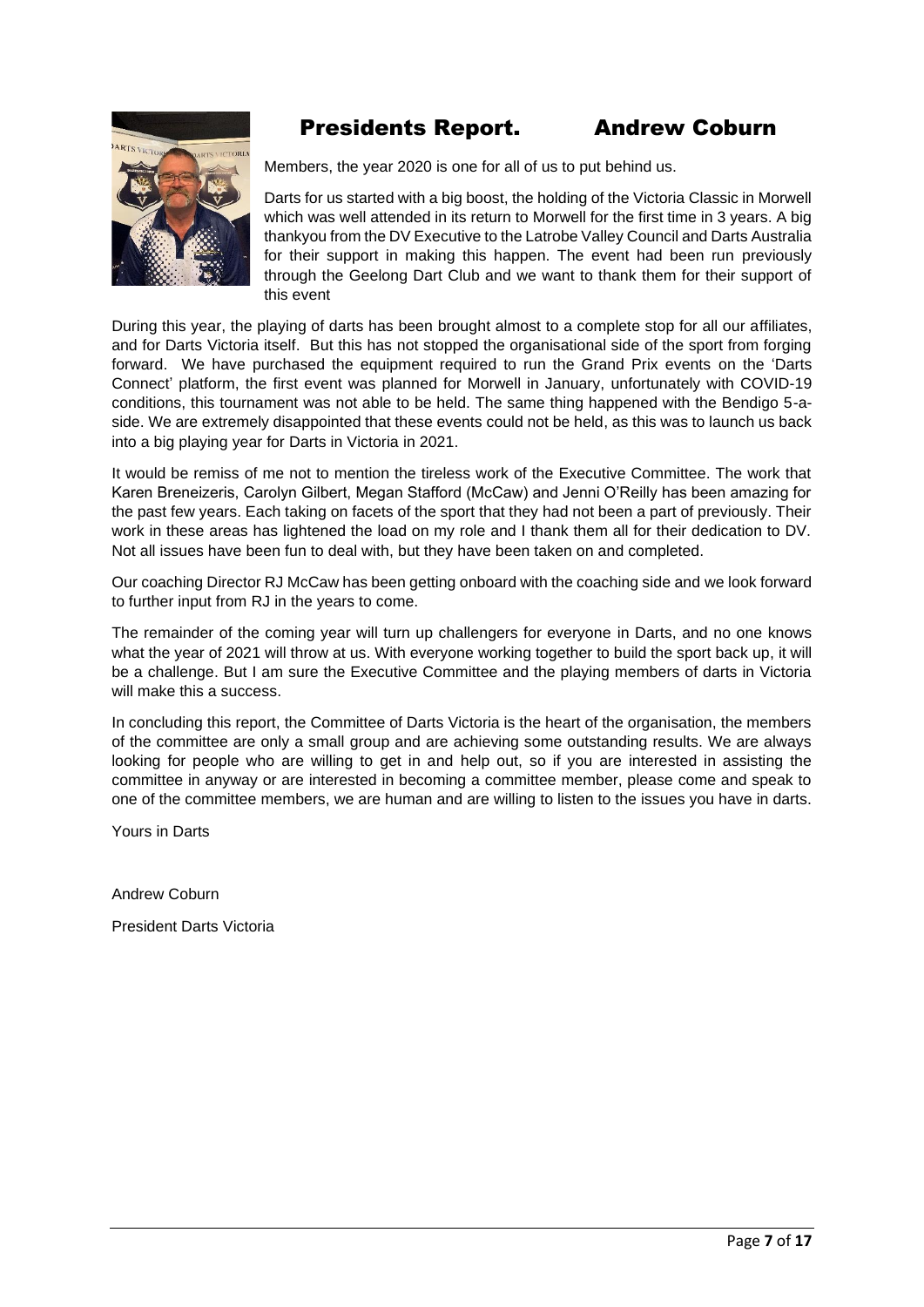# Presidents Report. Andrew Coburn

Members, the year 2020 is one for all of us to put behind us.

Darts for us started with a big boost, the holding of the Victoria Classic in Morwell which was well attended in its return to Morwell for the first time in 3 years. A big thankyou from the DV Executive to the Latrobe Valley Council and Darts Australia for their support in making this happen. The event had been run previously through the Geelong Dart Club and we want to thank them for their support of this event

During this year, the playing of darts has been brought almost to a complete stop for all our affiliates, and for Darts Victoria itself. But this has not stopped the organisational side of the sport from forging forward. We have purchased the equipment required to run the Grand Prix events on the 'Darts Connect' platform, the first event was planned for Morwell in January, unfortunately with COVID-19 conditions, this tournament was not able to be held. The same thing happened with the Bendigo 5-a-side. We are extremely disappointed that these events could not be held, as this was to launch us back into a big playing year for Darts in Victoria in 2021.

It would be remiss of me not to mention the tireless work of the Executive Committee. The work that Karen Breneizeris, Carolyn Gilbert, Megan Stafford (McCaw) and Jenni O'Reilly has been amazing for the past few years. Each taking on facets of the sport that they had not been a part of previously. Their work in these areas has lightened the load on my role and I thank them all for their dedication to DV. Not all issues have been fun to deal with, but they have been taken on and completed.

Our coaching Director RJ McCaw has been getting onboard with the coaching side and we look forward to further input from RJ in the years to come.

The remainder of the coming year will turn up challengers for everyone in Darts, and no one knows what the year of 2021 will throw at us. With everyone working together to build the sport back up, it will be a challenge. But I am sure the Executive Committee and the playing members of darts in Victoria will make this a success.

In concluding this report, the Committee of Darts Victoria is the heart of the organisation, the members of the committee are only a small group and are achieving some outstanding results. We are always looking for people who are willing to get in and help out, so if you are interested in assisting the committee in anyway or are interested in becoming a committee member, please come and speak to one of the committee members, we are human and are willing to listen to the issues you have in darts.

Yours in Darts

Andrew Coburn

President Darts Victoria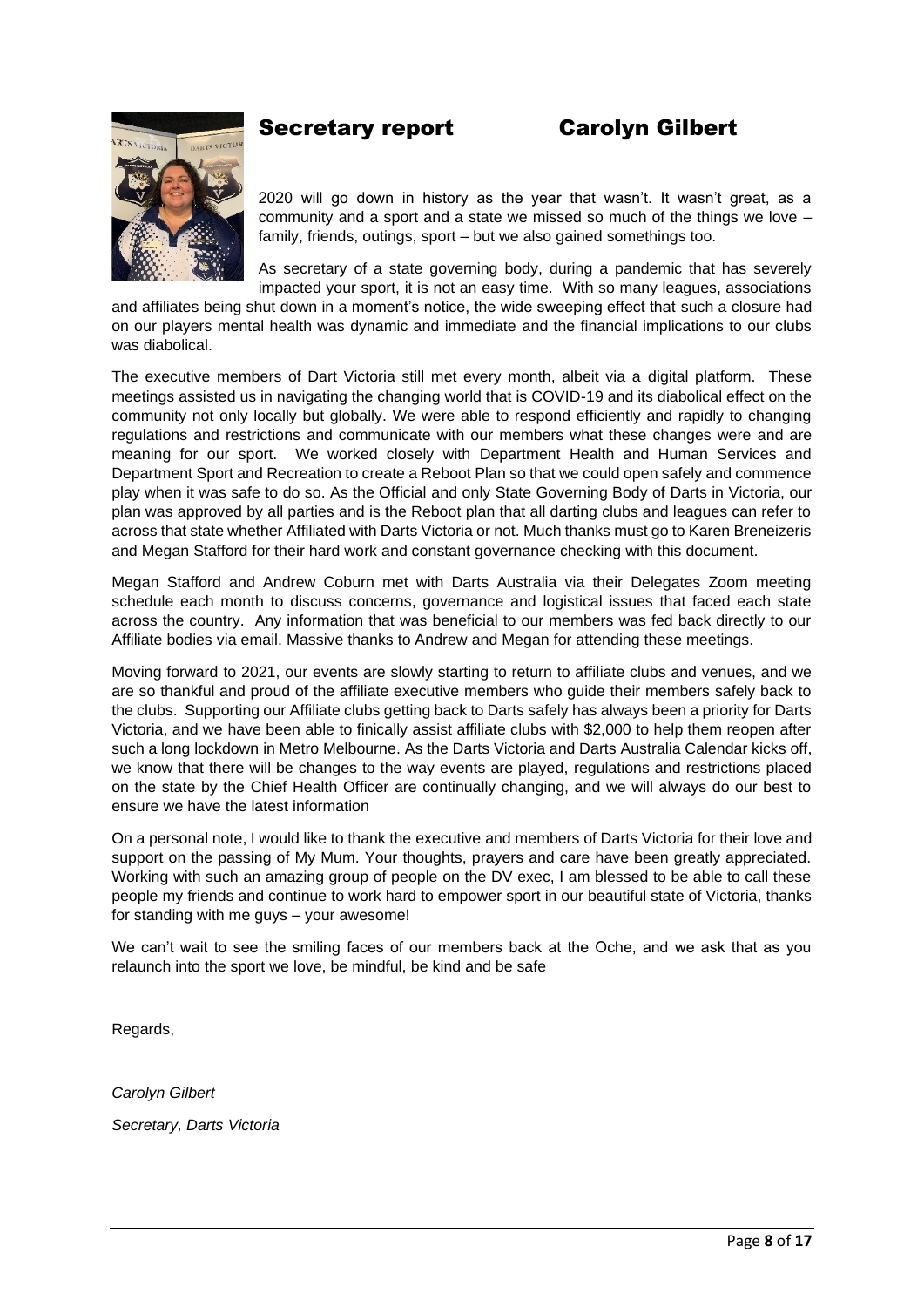# Secretary report Carolyn Gilbert

2020 will go down in history as the year that wasn't. It wasn't great, as a community and a sport and a state we missed so much of the things we love – family, friends, outings, sport – but we also gained somethings too.

As secretary of a state governing body, during a pandemic that has severely impacted your sport, it is not an easy time. With so many leagues, associations and affiliates being shut down in a moment's notice, the wide sweeping effect that such a closure had on our players mental health was dynamic and immediate and the financial implications to our clubs was diabolical.

The executive members of Dart Victoria still met every month, albeit via a digital platform. These meetings assisted us in navigating the changing world that is COVID-19 and its diabolical effect on the community not only locally but globally. We were able to respond efficiently and rapidly to changing regulations and restrictions and communicate with our members what these changes were and are meaning for our sport. We worked closely with Department Health and Human Services and Department Sport and Recreation to create a Reboot Plan so that we could open safely and commence play when it was safe to do so. As the Official and only State Governing Body of Darts in Victoria, our plan was approved by all parties and is the Reboot plan that all darting clubs and leagues can refer to across that state whether Affiliated with Darts Victoria or not. Much thanks must go to Karen Breneizeris and Megan Stafford for their hard work and constant governance checking with this document.

Megan Stafford and Andrew Coburn met with Darts Australia via their Delegates Zoom meeting schedule each month to discuss concerns, governance and logistical issues that faced each state across the country. Any information that was beneficial to our members was fed back directly to our Affiliate bodies via email. Massive thanks to Andrew and Megan for attending these meetings.

Moving forward to 2021, our events are slowly starting to return to affiliate clubs and venues, and we are so thankful and proud of the affiliate executive members who guide their members safely back to the clubs. Supporting our Affiliate clubs getting back to Darts safely has always been a priority for Darts Victoria, and we have been able to finically assist affiliate clubs with $2,000 to help them reopen after such a long lockdown in Metro Melbourne. As the Darts Victoria and Darts Australia Calendar kicks off, we know that there will be changes to the way events are played, regulations and restrictions placed on the state by the Chief Health Officer are continually changing, and we will always do our best to ensure we have the latest information

On a personal note, I would like to thank the executive and members of Darts Victoria for their love and support on the passing of My Mum. Your thoughts, prayers and care have been greatly appreciated. Working with such an amazing group of people on the DV exec, I am blessed to be able to call these people my friends and continue to work hard to empower sport in our beautiful state of Victoria, thanks for standing with me guys – your awesome!

We can't wait to see the smiling faces of our members back at the Oche, and we ask that as you relaunch into the sport we love, be mindful, be kind and be safe

Regards,

*Carolyn Gilbert*

*Secretary, Darts Victoria*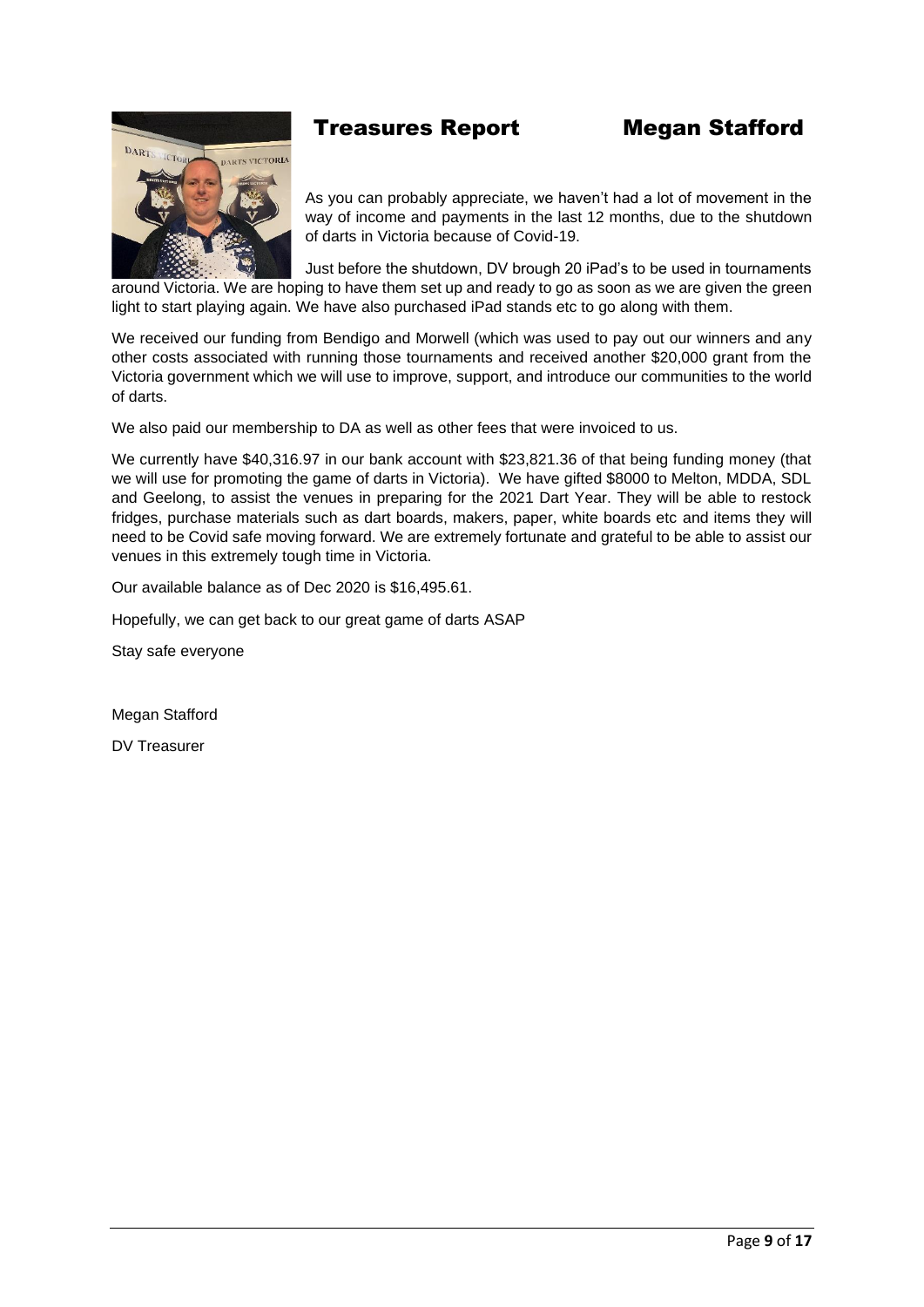# Treasures Report Megan Stafford

As you can probably appreciate, we haven't had a lot of movement in the way of income and payments in the last 12 months, due to the shutdown of darts in Victoria because of Covid-19.

Just before the shutdown, DV brough 20 iPad's to be used in tournaments around Victoria. We are hoping to have them set up and ready to go as soon as we are given the green light to start playing again. We have also purchased iPad stands etc to go along with them.

We received our funding from Bendigo and Morwell (which was used to pay out our winners and any other costs associated with running those tournaments and received another $20,000 grant from the Victoria government which we will use to improve, support, and introduce our communities to the world of darts.

We also paid our membership to DA as well as other fees that were invoiced to us.

We currently have $40,316.97 in our bank account with $23,821.36 of that being funding money (that we will use for promoting the game of darts in Victoria). We have gifted $8000 to Melton, MDDA, SDL and Geelong, to assist the venues in preparing for the 2021 Dart Year. They will be able to restock fridges, purchase materials such as dart boards, makers, paper, white boards etc and items they will need to be Covid safe moving forward. We are extremely fortunate and grateful to be able to assist our venues in this extremely tough time in Victoria.

Our available balance as of Dec 2020 is $16,495.61.

Hopefully, we can get back to our great game of darts ASAP

Stay safe everyone

Megan Stafford

DV Treasurer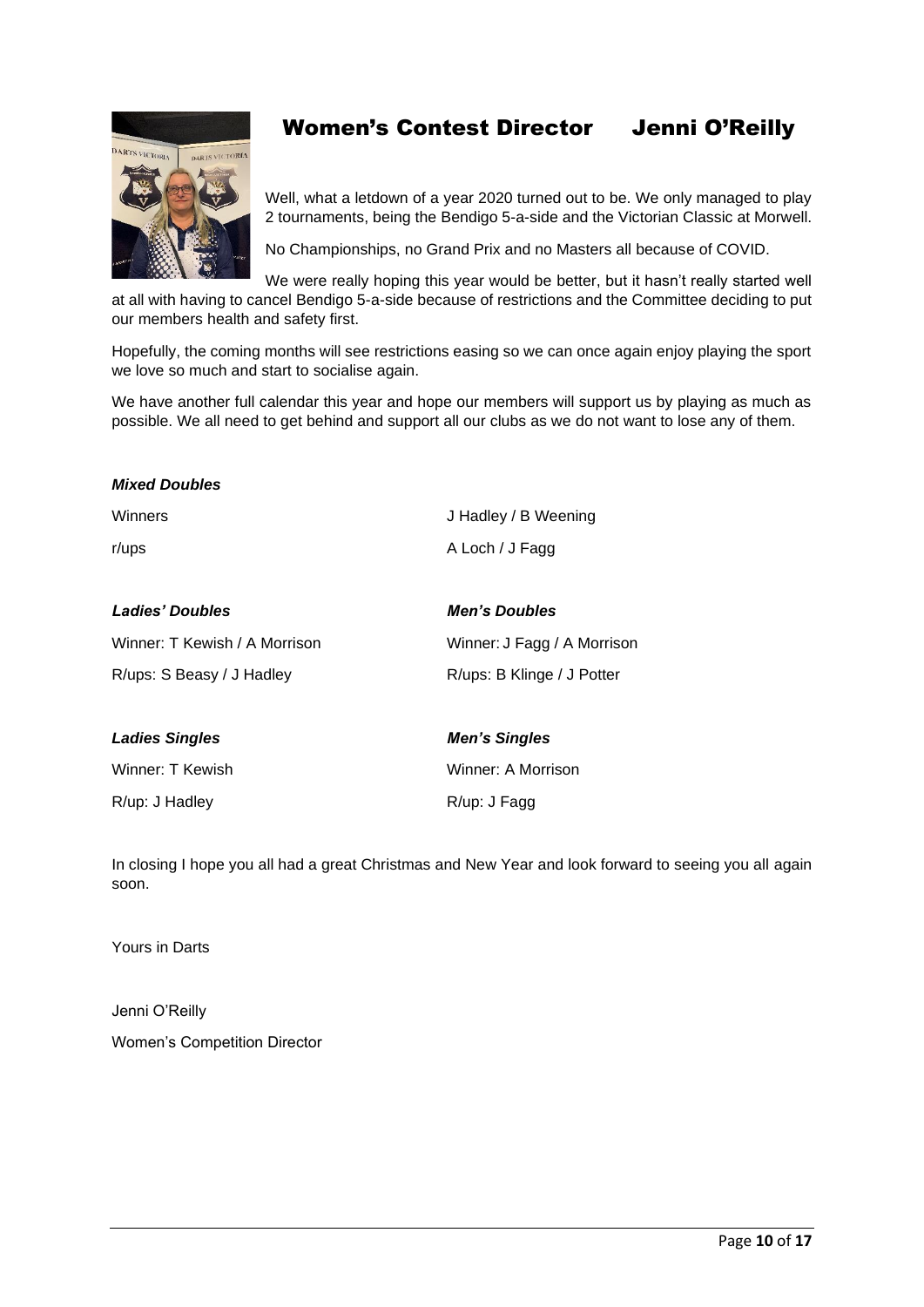# Women's Contest Director Jenni O'Reilly

Well, what a letdown of a year 2020 turned out to be. We only managed to play 2 tournaments, being the Bendigo 5-a-side and the Victorian Classic at Morwell.

No Championships, no Grand Prix and no Masters all because of COVID.

We were really hoping this year would be better, but it hasn't really started well at all with having to cancel Bendigo 5-a-side because of restrictions and the Committee deciding to put our members health and safety first.

Hopefully, the coming months will see restrictions easing so we can once again enjoy playing the sport we love so much and start to socialise again.

We have another full calendar this year and hope our members will support us by playing as much as possible. We all need to get behind and support all our clubs as we do not want to lose any of them.

***Mixed Doubles***

Winners J Hadley / B Weening

r/ups A Loch / J Fagg

***Ladies' Doubles***

Winner: T Kewish / A Morrison

R/ups: S Beasy / J Hadley

***Men's Doubles***

Winner: J Fagg / A Morrison

R/ups: B Klinge / J Potter

***Ladies Singles***

Winner: T Kewish

R/up: J Hadley

***Men's Singles***

Winner: A Morrison

R/up: J Fagg

In closing I hope you all had a great Christmas and New Year and look forward to seeing you all again soon.

Yours in Darts

Jenni O'Reilly

Women's Competition Director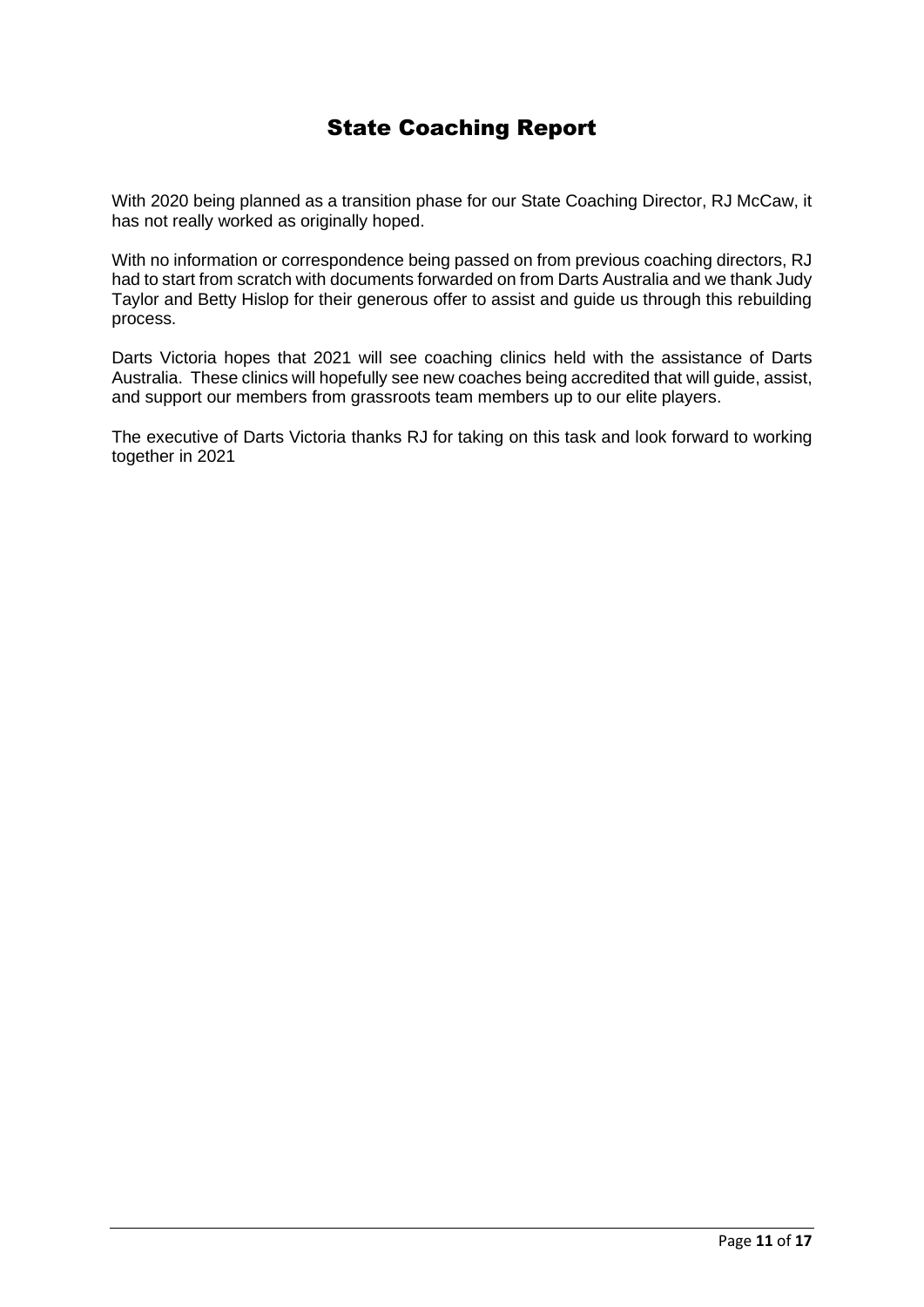# State Coaching Report

With 2020 being planned as a transition phase for our State Coaching Director, RJ McCaw, it has not really worked as originally hoped.

With no information or correspondence being passed on from previous coaching directors, RJ had to start from scratch with documents forwarded on from Darts Australia and we thank Judy Taylor and Betty Hislop for their generous offer to assist and guide us through this rebuilding process.

Darts Victoria hopes that 2021 will see coaching clinics held with the assistance of Darts Australia. These clinics will hopefully see new coaches being accredited that will guide, assist, and support our members from grassroots team members up to our elite players.

The executive of Darts Victoria thanks RJ for taking on this task and look forward to working together in 2021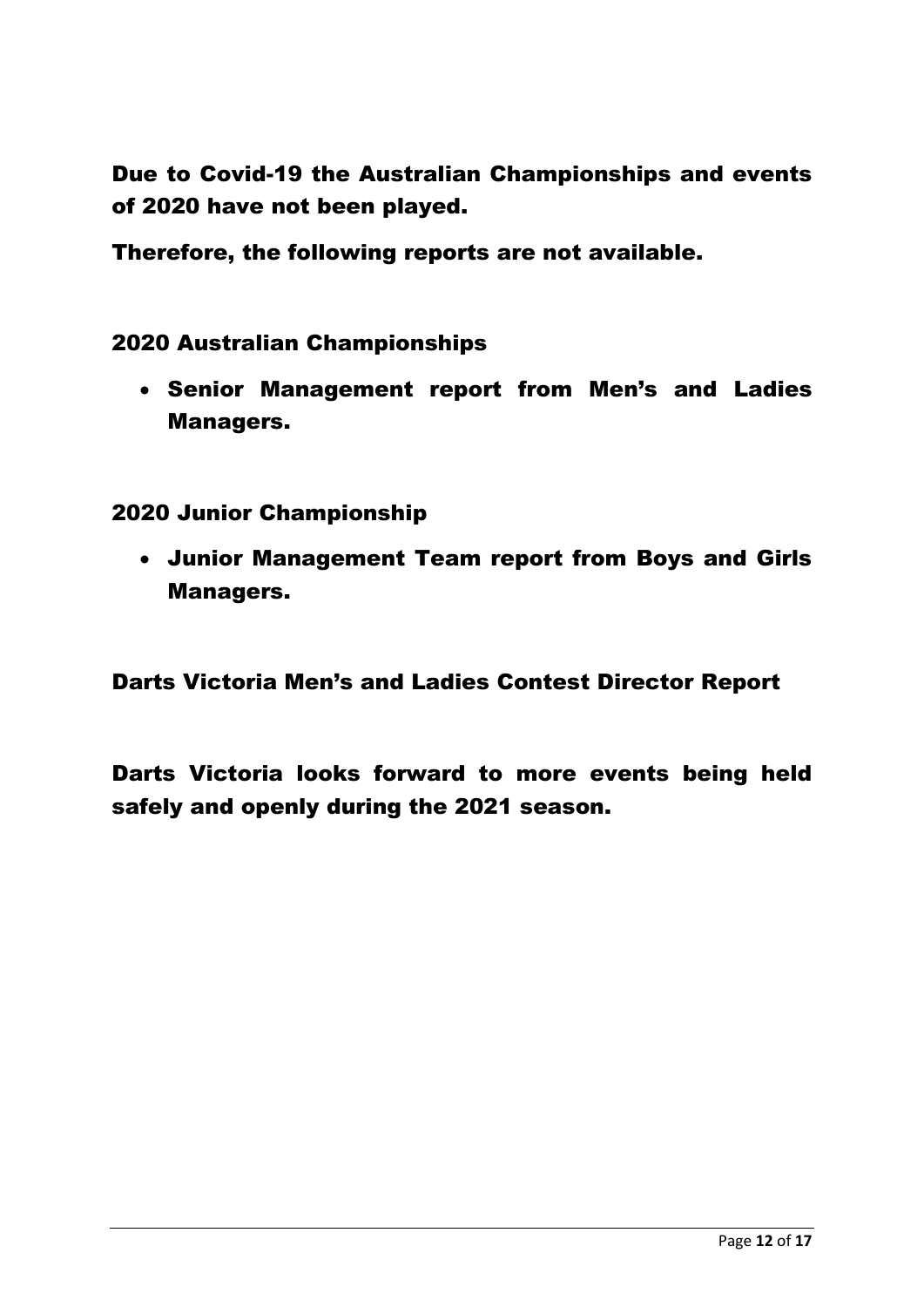**Due to Covid-19 the Australian Championships and events of 2020 have not been played.**

**Therefore, the following reports are not available.**

**2020 Australian Championships**

- **Senior Management report from Men's and Ladies Managers.**

**2020 Junior Championship**

- **Junior Management Team report from Boys and Girls Managers.**

**Darts Victoria Men's and Ladies Contest Director Report**

**Darts Victoria looks forward to more events being held safely and openly during the 2021 season.**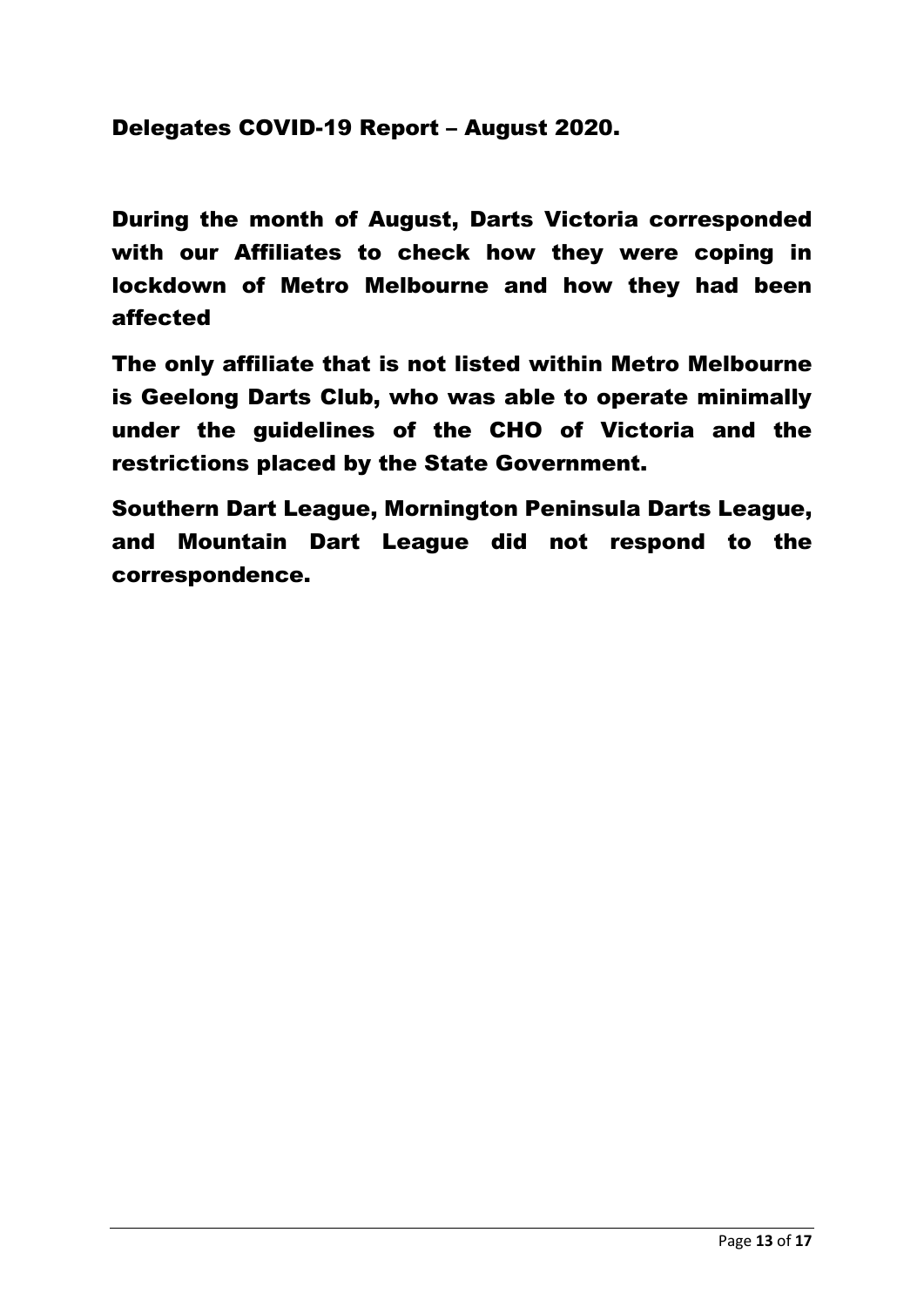# Delegates COVID-19 Report – August 2020.

**During the month of August, Darts Victoria corresponded with our Affiliates to check how they were coping in lockdown of Metro Melbourne and how they had been affected**

**The only affiliate that is not listed within Metro Melbourne is Geelong Darts Club, who was able to operate minimally under the guidelines of the CHO of Victoria and the restrictions placed by the State Government.**

**Southern Dart League, Mornington Peninsula Darts League, and Mountain Dart League did not respond to the correspondence.**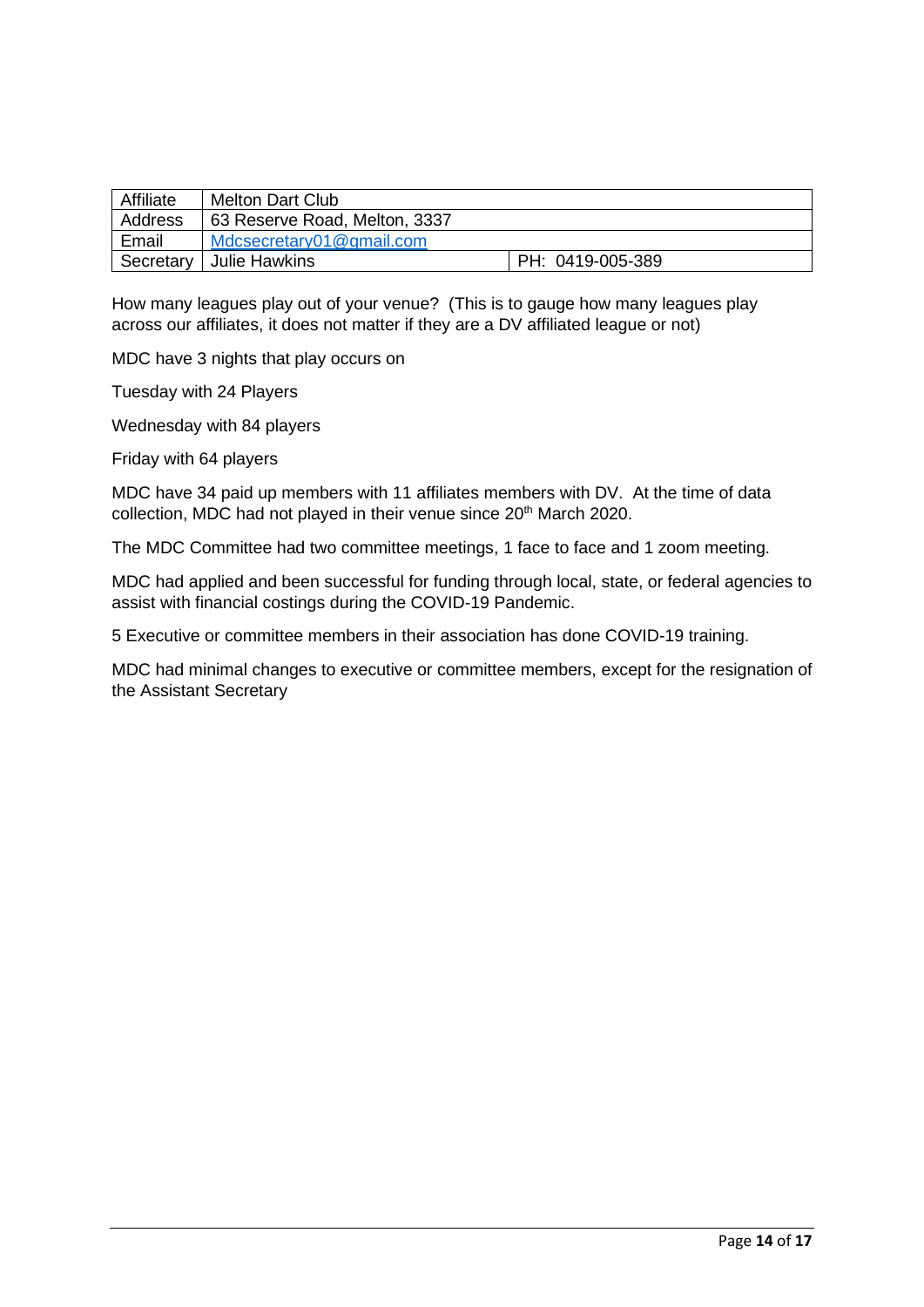| Affiliate | Melton Dart Club | |
| --- | --- | --- |
| Address | 63 Reserve Road, Melton, 3337 | |
| Email | Mdcsecretary01@gmail.com | |
| Secretary | Julie Hawkins | PH: 0419-005-389 |

How many leagues play out of your venue? (This is to gauge how many leagues play across our affiliates, it does not matter if they are a DV affiliated league or not)

MDC have 3 nights that play occurs on

Tuesday with 24 Players

Wednesday with 84 players

Friday with 64 players

MDC have 34 paid up members with 11 affiliates members with DV. At the time of data collection, MDC had not played in their venue since 20th March 2020.

The MDC Committee had two committee meetings, 1 face to face and 1 zoom meeting.

MDC had applied and been successful for funding through local, state, or federal agencies to assist with financial costings during the COVID-19 Pandemic.

5 Executive or committee members in their association has done COVID-19 training.

MDC had minimal changes to executive or committee members, except for the resignation of the Assistant Secretary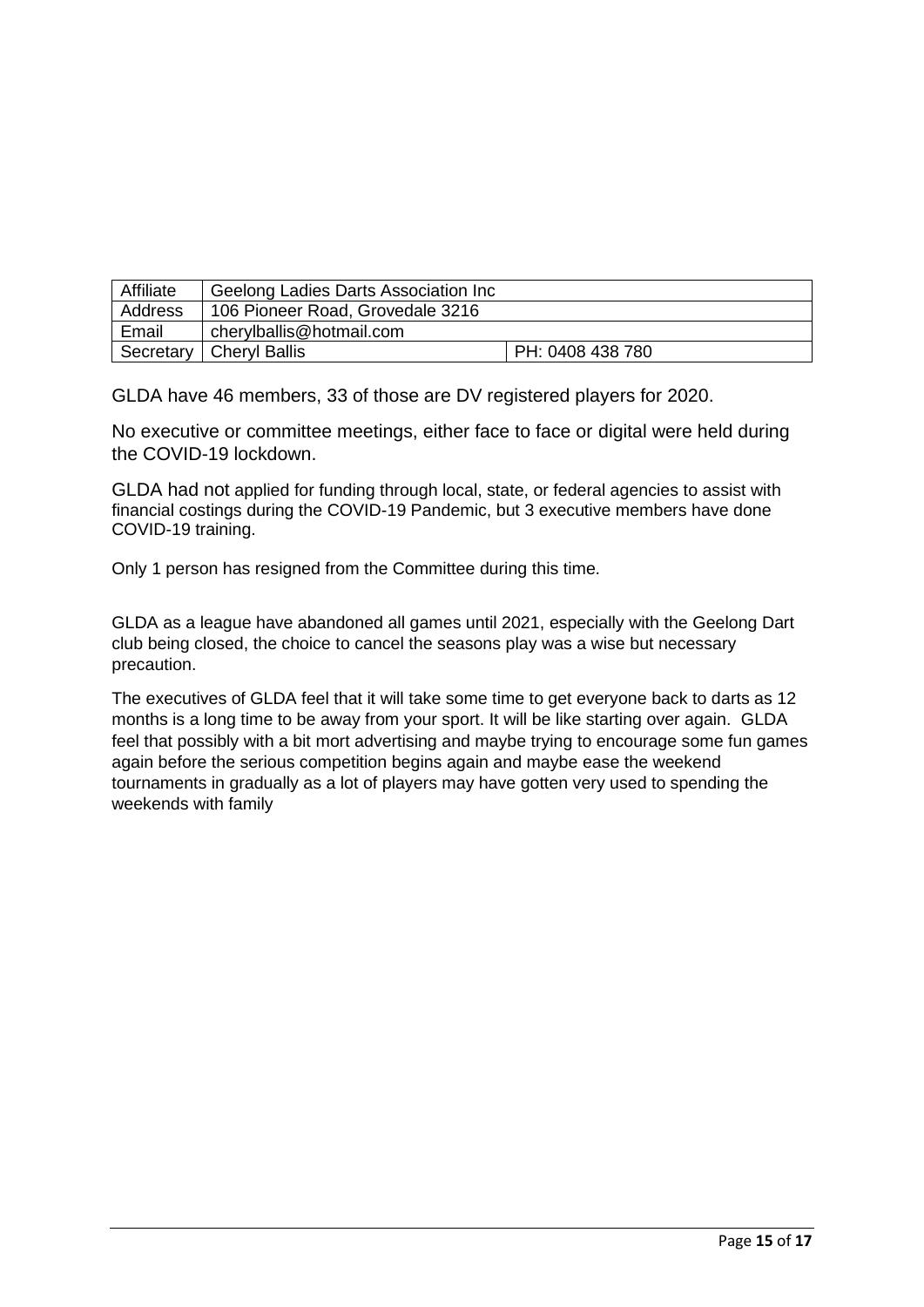| Affiliate | Geelong Ladies Darts Association Inc | |
|---|---|---|
| Address | 106 Pioneer Road, Grovedale 3216 | |
| Email | cherylballis@hotmail.com | |
| Secretary | Cheryl Ballis | PH: 0408 438 780 |

GLDA have 46 members, 33 of those are DV registered players for 2020.

No executive or committee meetings, either face to face or digital were held during the COVID-19 lockdown.

GLDA had not applied for funding through local, state, or federal agencies to assist with financial costings during the COVID-19 Pandemic, but 3 executive members have done COVID-19 training.

Only 1 person has resigned from the Committee during this time.

GLDA as a league have abandoned all games until 2021, especially with the Geelong Dart club being closed, the choice to cancel the seasons play was a wise but necessary precaution.

The executives of GLDA feel that it will take some time to get everyone back to darts as 12 months is a long time to be away from your sport. It will be like starting over again. GLDA feel that possibly with a bit mort advertising and maybe trying to encourage some fun games again before the serious competition begins again and maybe ease the weekend tournaments in gradually as a lot of players may have gotten very used to spending the weekends with family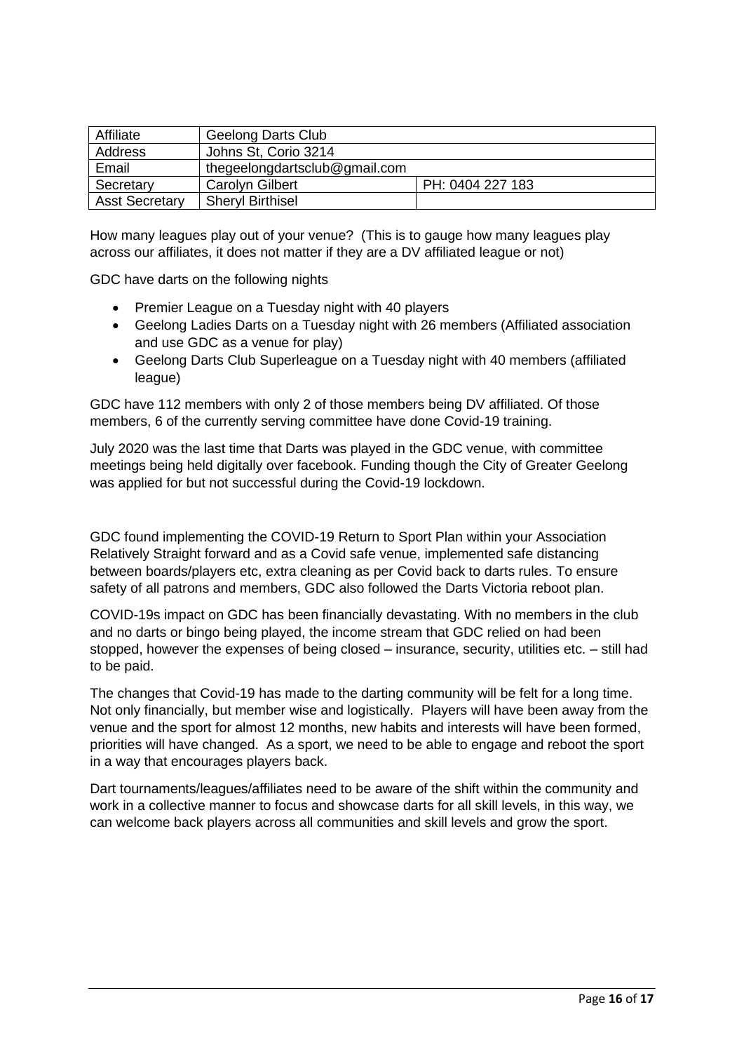| Affiliate | Geelong Darts Club | |
|---|---|---|
| Address | Johns St, Corio 3214 | |
| Email | thegeelongdartsclub@gmail.com | |
| Secretary | Carolyn Gilbert | PH: 0404 227 183 |
| Asst Secretary | Sheryl Birthisel | |

How many leagues play out of your venue? (This is to gauge how many leagues play across our affiliates, it does not matter if they are a DV affiliated league or not)

GDC have darts on the following nights

- Premier League on a Tuesday night with 40 players
- Geelong Ladies Darts on a Tuesday night with 26 members (Affiliated association and use GDC as a venue for play)
- Geelong Darts Club Superleague on a Tuesday night with 40 members (affiliated league)

GDC have 112 members with only 2 of those members being DV affiliated. Of those members, 6 of the currently serving committee have done Covid-19 training.

July 2020 was the last time that Darts was played in the GDC venue, with committee meetings being held digitally over facebook. Funding though the City of Greater Geelong was applied for but not successful during the Covid-19 lockdown.

GDC found implementing the COVID-19 Return to Sport Plan within your Association Relatively Straight forward and as a Covid safe venue, implemented safe distancing between boards/players etc, extra cleaning as per Covid back to darts rules. To ensure safety of all patrons and members, GDC also followed the Darts Victoria reboot plan.

COVID-19s impact on GDC has been financially devastating. With no members in the club and no darts or bingo being played, the income stream that GDC relied on had been stopped, however the expenses of being closed – insurance, security, utilities etc. – still had to be paid.

The changes that Covid-19 has made to the darting community will be felt for a long time. Not only financially, but member wise and logistically. Players will have been away from the venue and the sport for almost 12 months, new habits and interests will have been formed, priorities will have changed. As a sport, we need to be able to engage and reboot the sport in a way that encourages players back.

Dart tournaments/leagues/affiliates need to be aware of the shift within the community and work in a collective manner to focus and showcase darts for all skill levels, in this way, we can welcome back players across all communities and skill levels and grow the sport.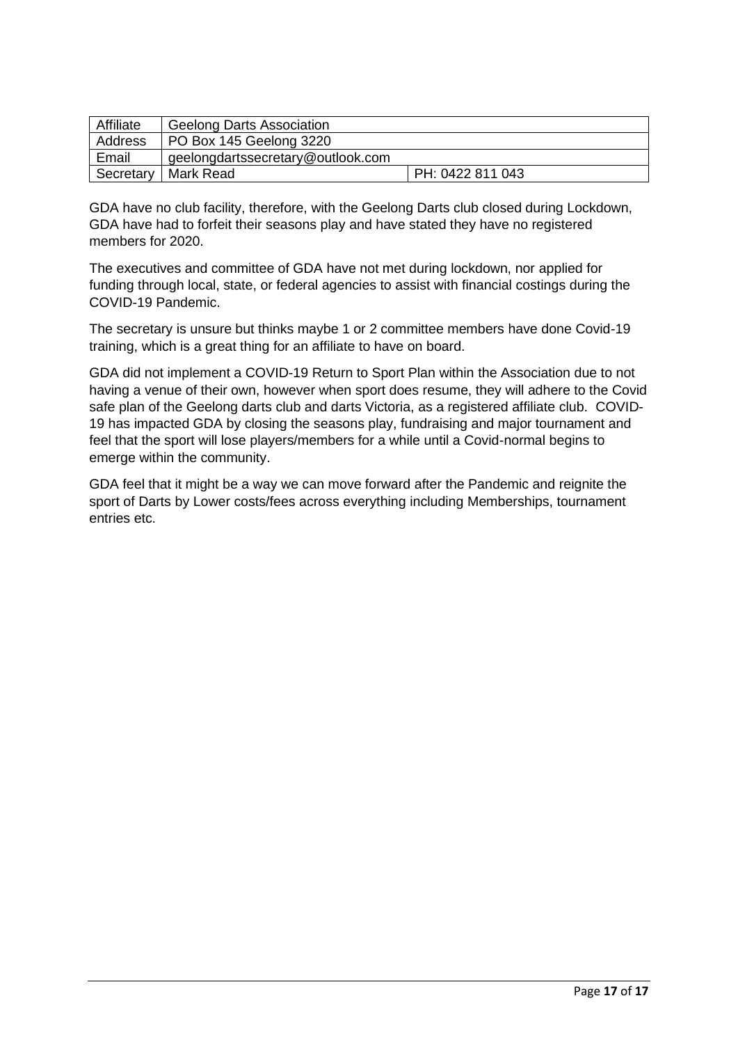| | | |
|---|---|---|
| Affiliate | Geelong Darts Association | |
| Address | PO Box 145 Geelong 3220 | |
| Email | geelongdartssecretary@outlook.com | |
| Secretary | Mark Read | PH: 0422 811 043 |

GDA have no club facility, therefore, with the Geelong Darts club closed during Lockdown, GDA have had to forfeit their seasons play and have stated they have no registered members for 2020.

The executives and committee of GDA have not met during lockdown, nor applied for funding through local, state, or federal agencies to assist with financial costings during the COVID-19 Pandemic.

The secretary is unsure but thinks maybe 1 or 2 committee members have done Covid-19 training, which is a great thing for an affiliate to have on board.

GDA did not implement a COVID-19 Return to Sport Plan within the Association due to not having a venue of their own, however when sport does resume, they will adhere to the Covid safe plan of the Geelong darts club and darts Victoria, as a registered affiliate club. COVID-19 has impacted GDA by closing the seasons play, fundraising and major tournament and feel that the sport will lose players/members for a while until a Covid-normal begins to emerge within the community.

GDA feel that it might be a way we can move forward after the Pandemic and reignite the sport of Darts by Lower costs/fees across everything including Memberships, tournament entries etc.